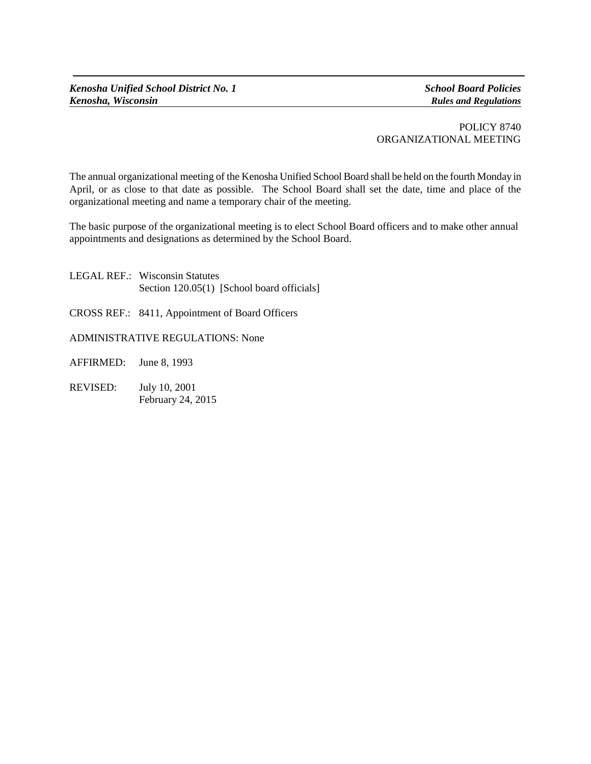POLICY 8740
ORGANIZATIONAL MEETING

The annual organizational meeting of the Kenosha Unified School Board shall be held on the fourth Monday in April, or as close to that date as possible. The School Board shall set the date, time and place of the organizational meeting and name a temporary chair of the meeting.

The basic purpose of the organizational meeting is to elect School Board officers and to make other annual appointments and designations as determined by the School Board.

LEGAL REF.: Wisconsin Statutes
Section 120.05(1) [School board officials]

CROSS REF.: 8411, Appointment of Board Officers

ADMINISTRATIVE REGULATIONS: None

AFFIRMED: June 8, 1993

REVISED: July 10, 2001
February 24, 2015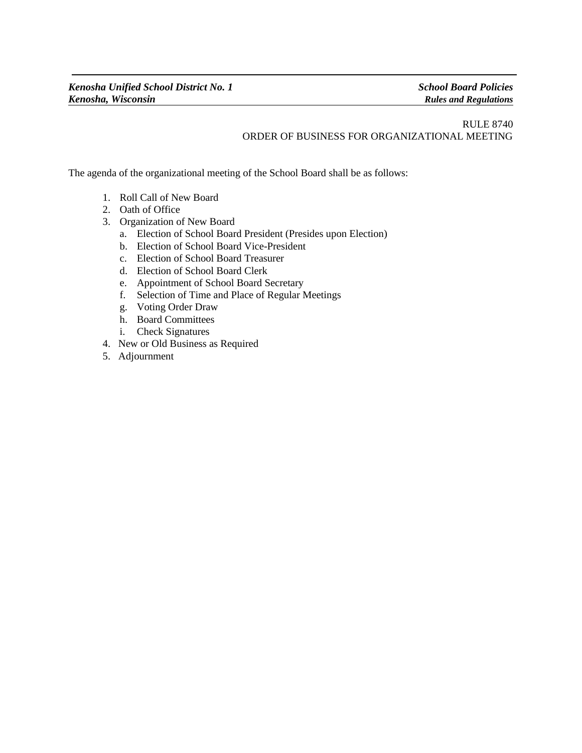RULE 8740
ORDER OF BUSINESS FOR ORGANIZATIONAL MEETING

The agenda of the organizational meeting of the School Board shall be as follows:

1. Roll Call of New Board
2. Oath of Office
3. Organization of New Board
    a. Election of School Board President (Presides upon Election)
    b. Election of School Board Vice-President
    c. Election of School Board Treasurer
    d. Election of School Board Clerk
    e. Appointment of School Board Secretary
    f. Selection of Time and Place of Regular Meetings
    g. Voting Order Draw
    h. Board Committees
    i. Check Signatures
4. New or Old Business as Required
5. Adjournment